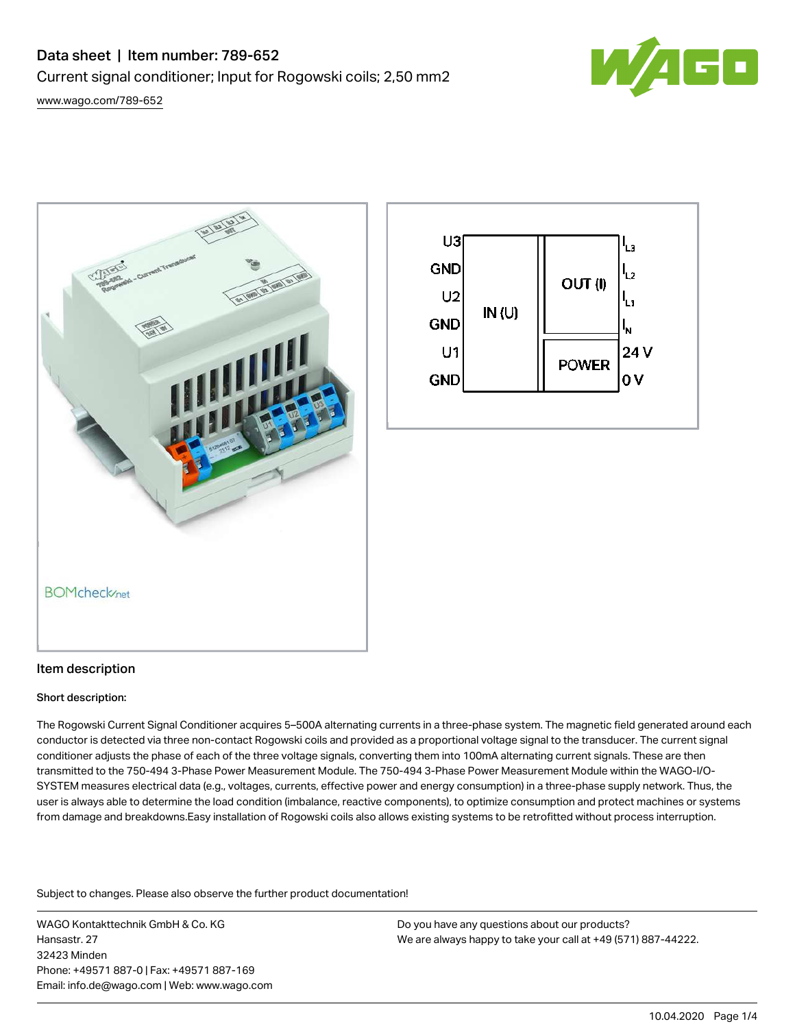# Data sheet | Item number: 789-652

Current signal conditioner; Input for Rogowski coils; 2,50 mm2

www.wago.com/789-652

## Item description

**Short description:**

The Rogowski Current Signal Conditioner acquires 5–500A alternating currents in a three-phase system. The magnetic field generated around each conductor is detected via three non-contact Rogowski coils and provided as a proportional voltage signal to the transducer. The current signal conditioner adjusts the phase of each of the three voltage signals, converting them into 100mA alternating current signals. These are then transmitted to the 750-494 3-Phase Power Measurement Module. The 750-494 3-Phase Power Measurement Module within the WAGO-I/O-SYSTEM measures electrical data (e.g., voltages, currents, effective power and energy consumption) in a three-phase supply network. Thus, the user is always able to determine the load condition (imbalance, reactive components), to optimize consumption and protect machines or systems from damage and breakdowns.Easy installation of Rogowski coils also allows existing systems to be retrofitted without process interruption.

Subject to changes. Please also observe the further product documentation!

WAGO Kontakttechnik GmbH & Co. KG
Hansastr. 27
32423 Minden
Phone: +49571 887-0 | Fax: +49571 887-169
Email: info.de@wago.com | Web: www.wago.com

Do you have any questions about our products?
We are always happy to take your call at +49 (571) 887-44222.

10.04.2020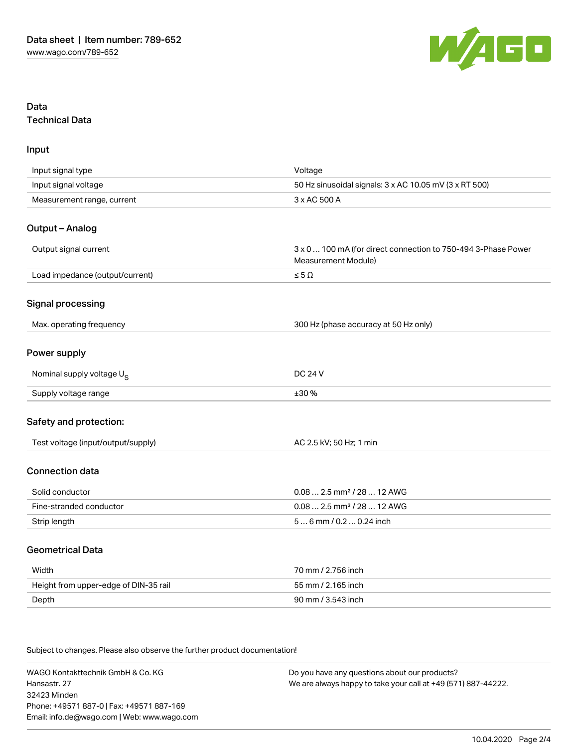Data sheet | Item number: 789-652

www.wago.com/789-652

## Data

### Technical Data

### Input

| | |
|---|---|
| Input signal type | Voltage |
| Input signal voltage | 50 Hz sinusoidal signals: 3 x AC 10.05 mV (3 x RT 500) |
| Measurement range, current | 3 x AC 500 A |

### Output – Analog

| | |
|---|---|
| Output signal current | 3 x 0 … 100 mA (for direct connection to 750-494 3-Phase Power Measurement Module) |
| Load impedance (output/current) | ≤ 5 Ω |

### Signal processing

| | |
|---|---|
| Max. operating frequency | 300 Hz (phase accuracy at 50 Hz only) |

### Power supply

| | |
|---|---|
| Nominal supply voltage $U_S$ | DC 24 V |
| Supply voltage range | ±30 % |

### Safety and protection:

| | |
|---|---|
| Test voltage (input/output/supply) | AC 2.5 kV; 50 Hz; 1 min |

### Connection data

| | |
|---|---|
| Solid conductor | 0.08 … 2.5 mm² / 28 … 12 AWG |
| Fine-stranded conductor | 0.08 … 2.5 mm² / 28 … 12 AWG |
| Strip length | 5 … 6 mm / 0.2 … 0.24 inch |

### Geometrical Data

| | |
|---|---|
| Width | 70 mm / 2.756 inch |
| Height from upper-edge of DIN-35 rail | 55 mm / 2.165 inch |
| Depth | 90 mm / 3.543 inch |

Subject to changes. Please also observe the further product documentation!

WAGO Kontakttechnik GmbH & Co. KG
Hansastr. 27
32423 Minden
Phone: +49571 887-0 | Fax: +49571 887-169
Email: info.de@wago.com | Web: www.wago.com

Do you have any questions about our products?
We are always happy to take your call at +49 (571) 887-44222.

10.04.2020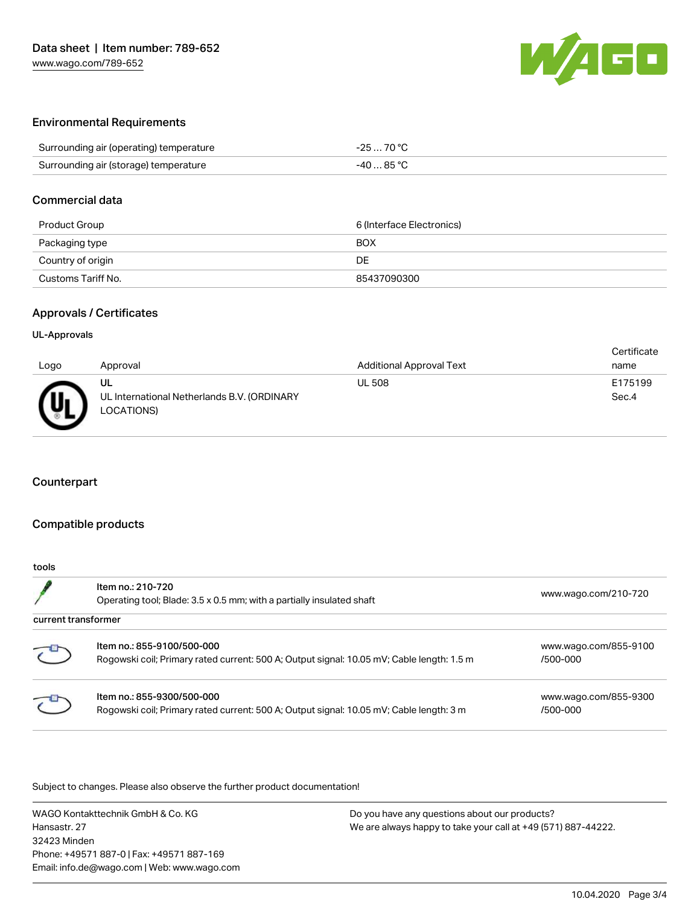## Environmental Requirements

| | |
|---|---|
| Surrounding air (operating) temperature | -25 … 70 °C |
| Surrounding air (storage) temperature | -40 … 85 °C |

## Commercial data

| | |
|---|---|
| Product Group | 6 (Interface Electronics) |
| Packaging type | BOX |
| Country of origin | DE |
| Customs Tariff No. | 85437090300 |

## Approvals / Certificates

### UL-Approvals

| Logo | Approval | Additional Approval Text | Certificate name |
|---|---|---|---|
| | UL<br>UL International Netherlands B.V. (ORDINARY LOCATIONS) | UL 508 | E175199 Sec.4 |

## Counterpart

## Compatible products

**tools**

| | | |
|---|---|---|
| | Item no.: 210-720<br>Operating tool; Blade: 3.5 x 0.5 mm; with a partially insulated shaft | www.wago.com/210-720 |

**current transformer**

| | | |
|---|---|---|
| | Item no.: 855-9100/500-000<br>Rogowski coil; Primary rated current: 500 A; Output signal: 10.05 mV; Cable length: 1.5 m | www.wago.com/855-9100/500-000 |
| | Item no.: 855-9300/500-000<br>Rogowski coil; Primary rated current: 500 A; Output signal: 10.05 mV; Cable length: 3 m | www.wago.com/855-9300/500-000 |

Subject to changes. Please also observe the further product documentation!

WAGO Kontakttechnik GmbH & Co. KG
Hansastr. 27
32423 Minden
Phone: +49571 887-0 | Fax: +49571 887-169
Email: info.de@wago.com | Web: www.wago.com

Do you have any questions about our products?
We are always happy to take your call at +49 (571) 887-44222.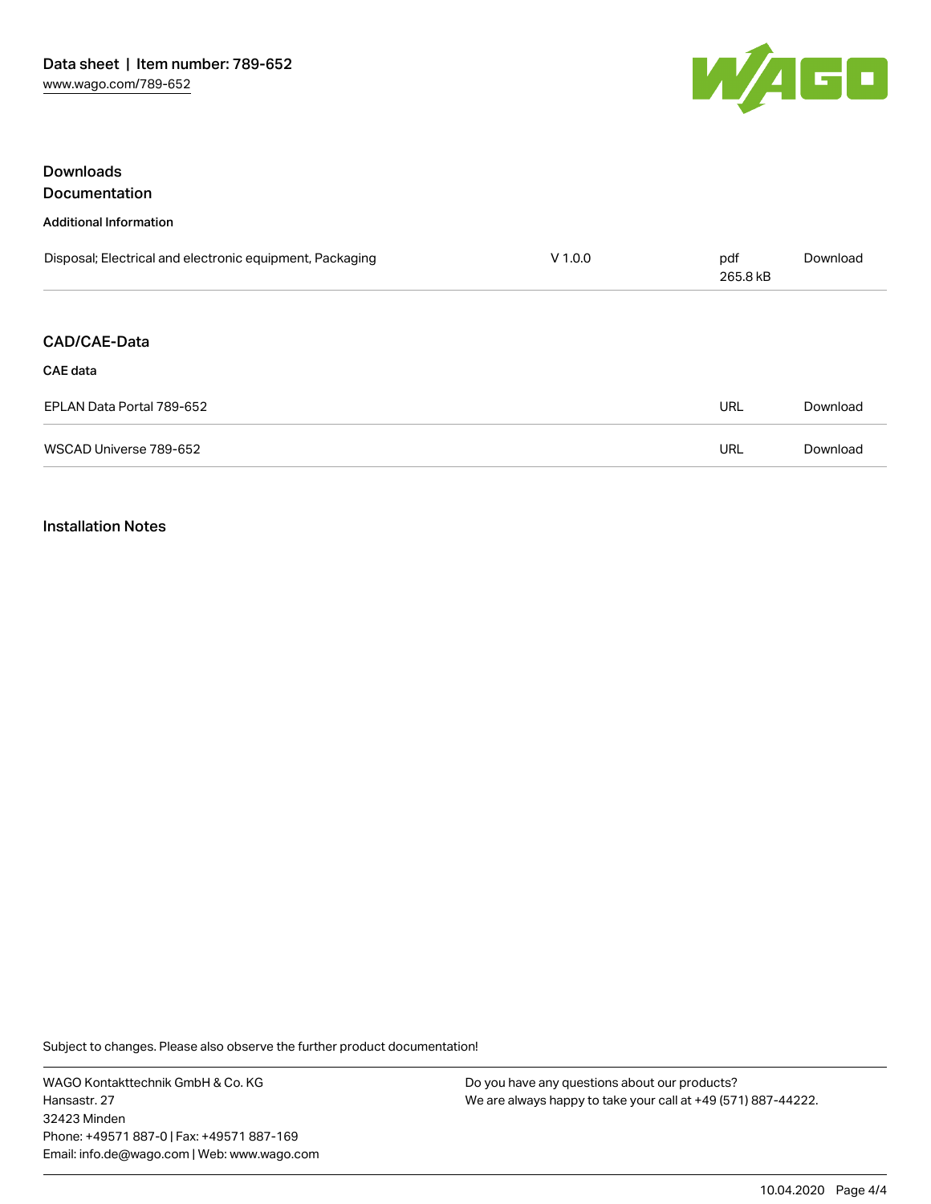## Downloads

## Documentation

### Additional Information

| | | | |
|---|---|---|---|
| Disposal; Electrical and electronic equipment, Packaging | V 1.0.0 | pdf 265.8 kB | Download |

## CAD/CAE-Data

### CAE data

| | | |
|---|---|---|
| EPLAN Data Portal 789-652 | URL | Download |
| WSCAD Universe 789-652 | URL | Download |

## Installation Notes

Subject to changes. Please also observe the further product documentation!

WAGO Kontakttechnik GmbH & Co. KG
Hansastr. 27
32423 Minden
Phone: +49571 887-0 | Fax: +49571 887-169
Email: info.de@wago.com | Web: www.wago.com

Do you have any questions about our products?
We are always happy to take your call at +49 (571) 887-44222.

10.04.2020